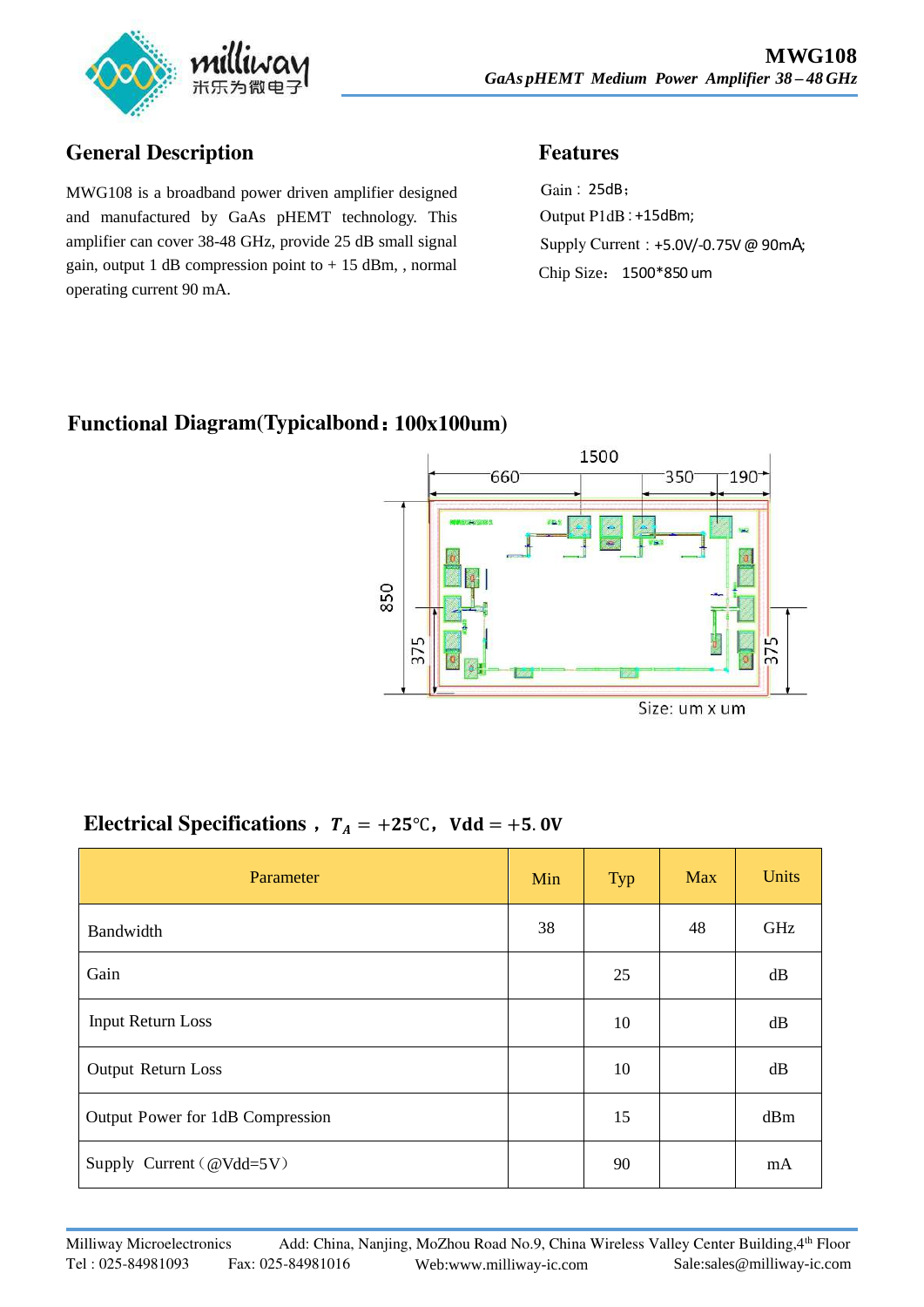# MWG108

*GaAs pHEMT Medium Power Amplifier 38 – 48 GHz*

## General Description

MWG108 is a broadband power driven amplifier designed and manufactured by GaAs pHEMT technology. This amplifier can cover 38-48 GHz, provide 25 dB small signal gain, output 1 dB compression point to + 15 dBm, , normal operating current 90 mA.

## Features

Gain：25dB；

Output P1dB：+15dBm;

Supply Current：+5.0V/-0.75V @ 90mA;

Chip Size： 1500*850 um

## Functional Diagram(Typicalbond：100x100um)

Size: um x um

## Electrical Specifications， $T_A = +25℃$，$\mathrm{Vdd} = +5.0\mathrm{V}$

| Parameter | Min | Typ | Max | Units |
|---|---|---|---|---|
| Bandwidth | 38 | | 48 | GHz |
| Gain | | 25 | | dB |
| Input Return Loss | | 10 | | dB |
| Output Return Loss | | 10 | | dB |
| Output Power for 1dB Compression | | 15 | | dBm |
| Supply Current（@Vdd=5V） | | 90 | | mA |

Milliway Microelectronics Add: China, Nanjing, MoZhou Road No.9, China Wireless Valley Center Building,4th Floor
Tel : 025-84981093 Fax: 025-84981016 Web:www.milliway-ic.com Sale:sales@milliway-ic.com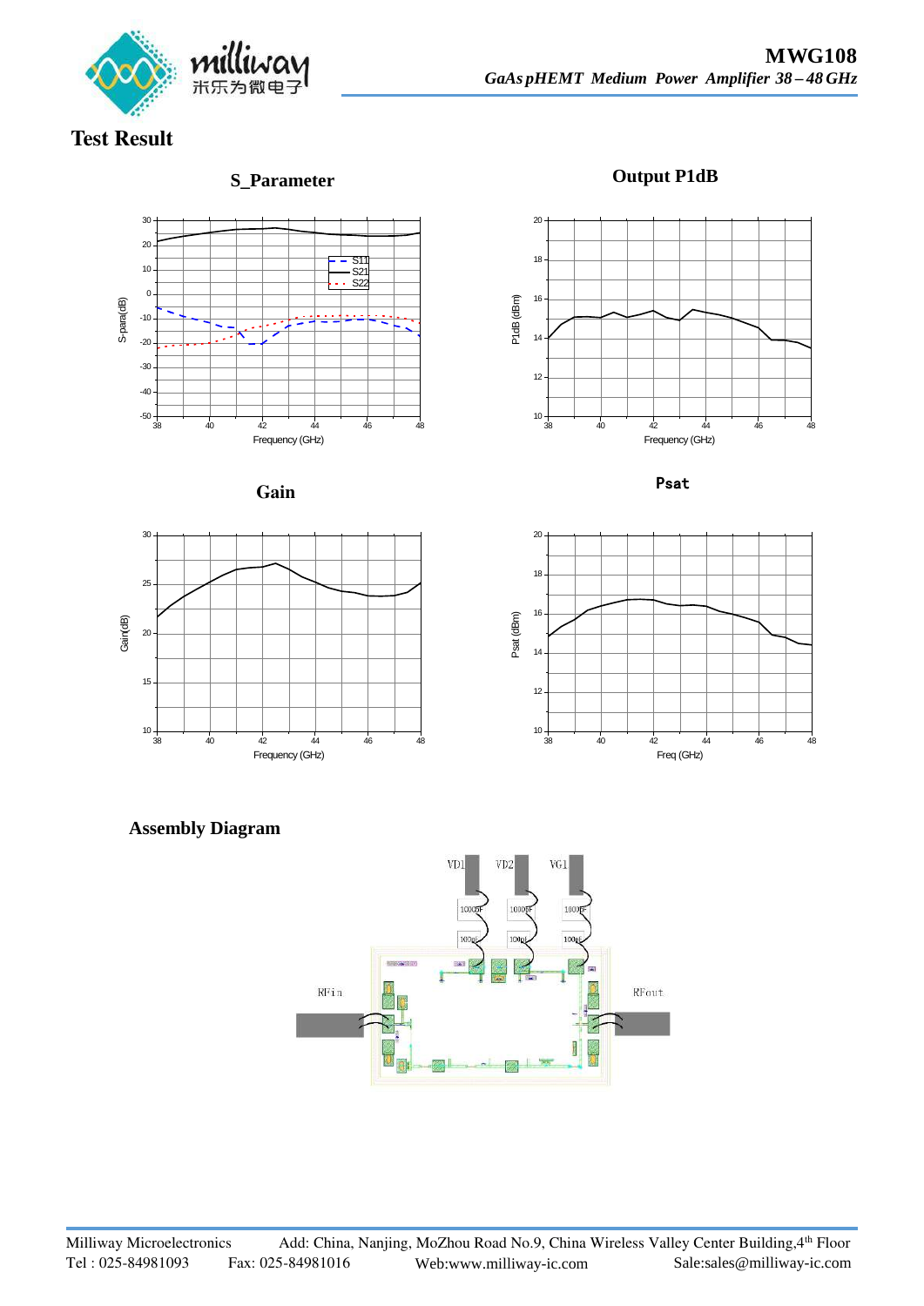## Test Result

### S_Parameter

30
20
10
0
-10
-20
-30
-40
-50

S-para(dB)

S11
S21
S22

38 40 42 44 46 48

Frequency (GHz)

### Output P1dB

20
18
16
14
12
10

P1dB (dBm)

38 40 42 44 46 48

Frequency (GHz)

### Gain

30
25
20
15
10

Gain(dB)

38 40 42 44 46 48

Frequency (GHz)

### Psat

20
18
16
14
12
10

Psat (dBm)

38 40 42 44 46 48

Freq (GHz)

### Assembly Diagram

VD1 VD2 VG1

1000pF 1000pF 1000pF

100pF 100pF 100pF

RFin

RFout